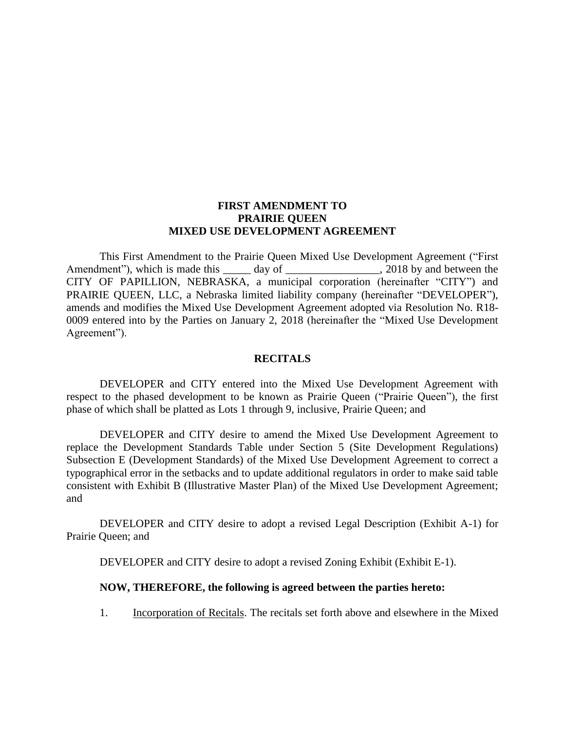# FIRST AMENDMENT TO PRAIRIE QUEEN MIXED USE DEVELOPMENT AGREEMENT

This First Amendment to the Prairie Queen Mixed Use Development Agreement ("First Amendment"), which is made this _____ day of _________________, 2018 by and between the CITY OF PAPILLION, NEBRASKA, a municipal corporation (hereinafter "CITY") and PRAIRIE QUEEN, LLC, a Nebraska limited liability company (hereinafter "DEVELOPER"), amends and modifies the Mixed Use Development Agreement adopted via Resolution No. R18-0009 entered into by the Parties on January 2, 2018 (hereinafter the "Mixed Use Development Agreement").

## RECITALS

DEVELOPER and CITY entered into the Mixed Use Development Agreement with respect to the phased development to be known as Prairie Queen ("Prairie Queen"), the first phase of which shall be platted as Lots 1 through 9, inclusive, Prairie Queen; and

DEVELOPER and CITY desire to amend the Mixed Use Development Agreement to replace the Development Standards Table under Section 5 (Site Development Regulations) Subsection E (Development Standards) of the Mixed Use Development Agreement to correct a typographical error in the setbacks and to update additional regulators in order to make said table consistent with Exhibit B (Illustrative Master Plan) of the Mixed Use Development Agreement; and

DEVELOPER and CITY desire to adopt a revised Legal Description (Exhibit A-1) for Prairie Queen; and

DEVELOPER and CITY desire to adopt a revised Zoning Exhibit (Exhibit E-1).

**NOW, THEREFORE, the following is agreed between the parties hereto:**

1. Incorporation of Recitals. The recitals set forth above and elsewhere in the Mixed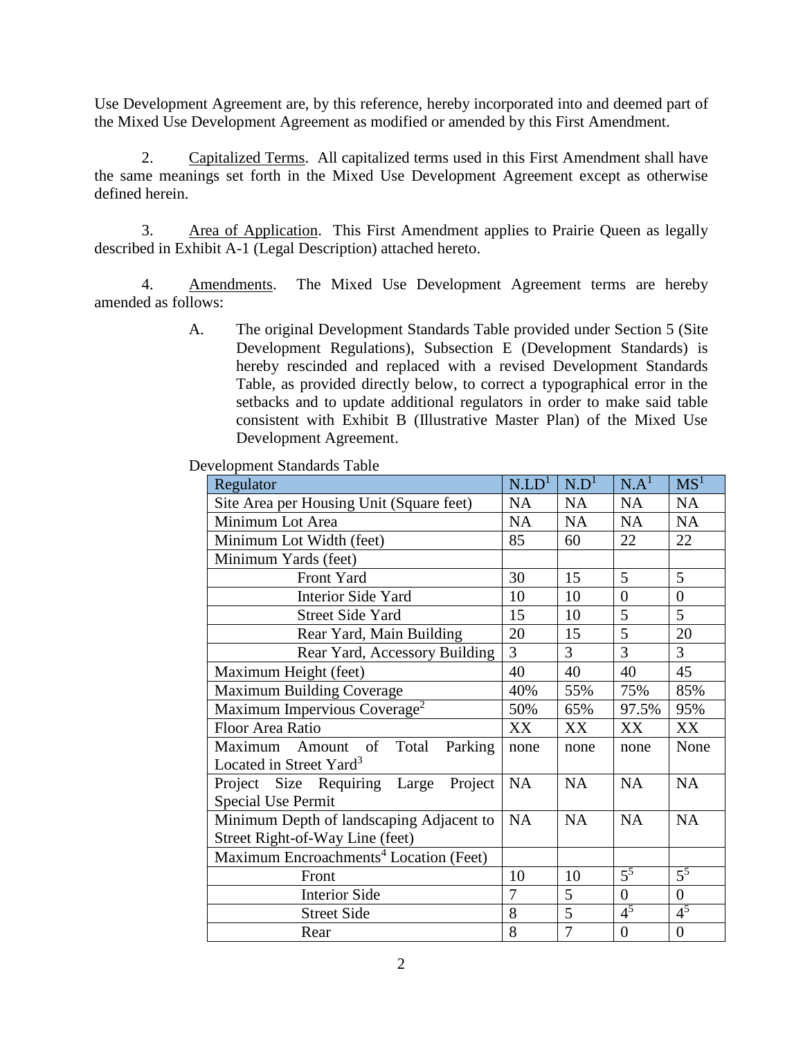Use Development Agreement are, by this reference, hereby incorporated into and deemed part of the Mixed Use Development Agreement as modified or amended by this First Amendment.

2. Capitalized Terms. All capitalized terms used in this First Amendment shall have the same meanings set forth in the Mixed Use Development Agreement except as otherwise defined herein.

3. Area of Application. This First Amendment applies to Prairie Queen as legally described in Exhibit A-1 (Legal Description) attached hereto.

4. Amendments. The Mixed Use Development Agreement terms are hereby amended as follows:

A. The original Development Standards Table provided under Section 5 (Site Development Regulations), Subsection E (Development Standards) is hereby rescinded and replaced with a revised Development Standards Table, as provided directly below, to correct a typographical error in the setbacks and to update additional regulators in order to make said table consistent with Exhibit B (Illustrative Master Plan) of the Mixed Use Development Agreement.

Development Standards Table

| Regulator | N.LD[1] | N.D[1] | N.A[1] | MS[1] |
|---|---|---|---|---|
| Site Area per Housing Unit (Square feet) | NA | NA | NA | NA |
| Minimum Lot Area | NA | NA | NA | NA |
| Minimum Lot Width (feet) | 85 | 60 | 22 | 22 |
| Minimum Yards (feet) | | | | |
| Front Yard | 30 | 15 | 5 | 5 |
| Interior Side Yard | 10 | 10 | 0 | 0 |
| Street Side Yard | 15 | 10 | 5 | 5 |
| Rear Yard, Main Building | 20 | 15 | 5 | 20 |
| Rear Yard, Accessory Building | 3 | 3 | 3 | 3 |
| Maximum Height (feet) | 40 | 40 | 40 | 45 |
| Maximum Building Coverage | 40% | 55% | 75% | 85% |
| Maximum Impervious Coverage[2] | 50% | 65% | 97.5% | 95% |
| Floor Area Ratio | XX | XX | XX | XX |
| Maximum Amount of Total Parking Located in Street Yard[3] | none | none | none | None |
| Project Size Requiring Large Project Special Use Permit | NA | NA | NA | NA |
| Minimum Depth of landscaping Adjacent to Street Right-of-Way Line (feet) | NA | NA | NA | NA |
| Maximum Encroachments[4] Location (Feet) | | | | |
| Front | 10 | 10 | 5[5] | 5[5] |
| Interior Side | 7 | 5 | 0 | 0 |
| Street Side | 8 | 5 | 4[5] | 4[5] |
| Rear | 8 | 7 | 0 | 0 |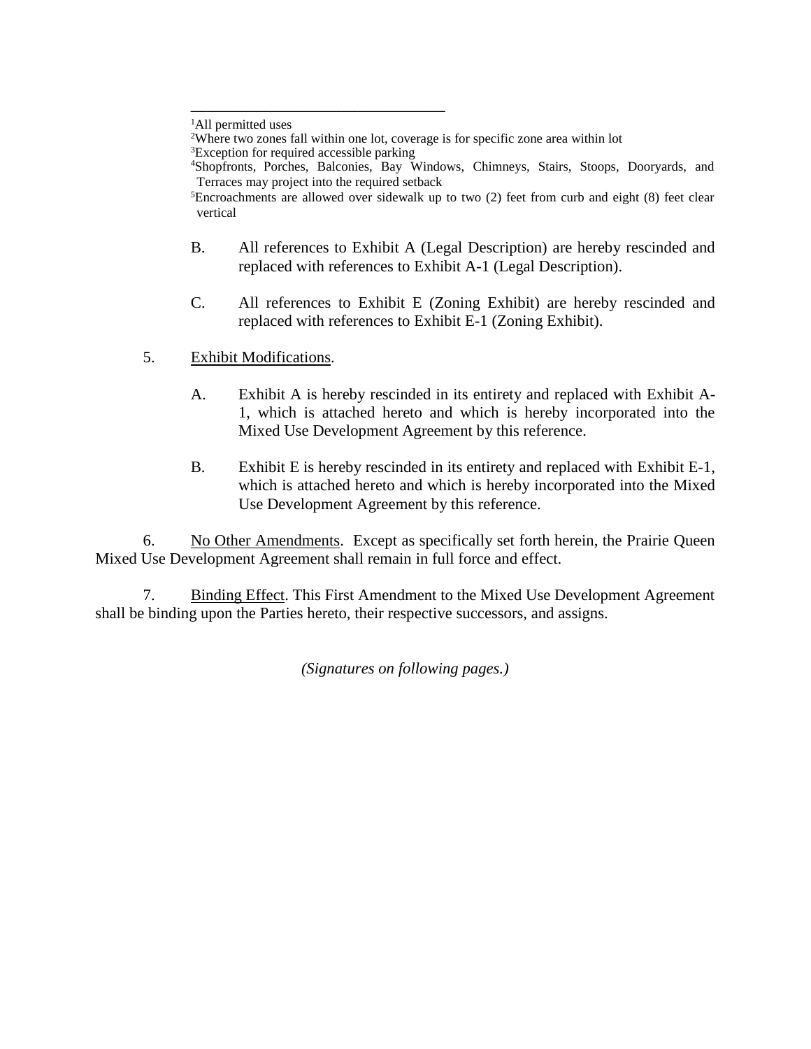---

[1]All permitted uses

[2]Where two zones fall within one lot, coverage is for specific zone area within lot

[3]Exception for required accessible parking

[4]Shopfronts, Porches, Balconies, Bay Windows, Chimneys, Stairs, Stoops, Dooryards, and Terraces may project into the required setback

[5]Encroachments are allowed over sidewalk up to two (2) feet from curb and eight (8) feet clear vertical

B. All references to Exhibit A (Legal Description) are hereby rescinded and replaced with references to Exhibit A-1 (Legal Description).

C. All references to Exhibit E (Zoning Exhibit) are hereby rescinded and replaced with references to Exhibit E-1 (Zoning Exhibit).

5. Exhibit Modifications.

A. Exhibit A is hereby rescinded in its entirety and replaced with Exhibit A-1, which is attached hereto and which is hereby incorporated into the Mixed Use Development Agreement by this reference.

B. Exhibit E is hereby rescinded in its entirety and replaced with Exhibit E-1, which is attached hereto and which is hereby incorporated into the Mixed Use Development Agreement by this reference.

6. No Other Amendments. Except as specifically set forth herein, the Prairie Queen Mixed Use Development Agreement shall remain in full force and effect.

7. Binding Effect. This First Amendment to the Mixed Use Development Agreement shall be binding upon the Parties hereto, their respective successors, and assigns.

*(Signatures on following pages.)*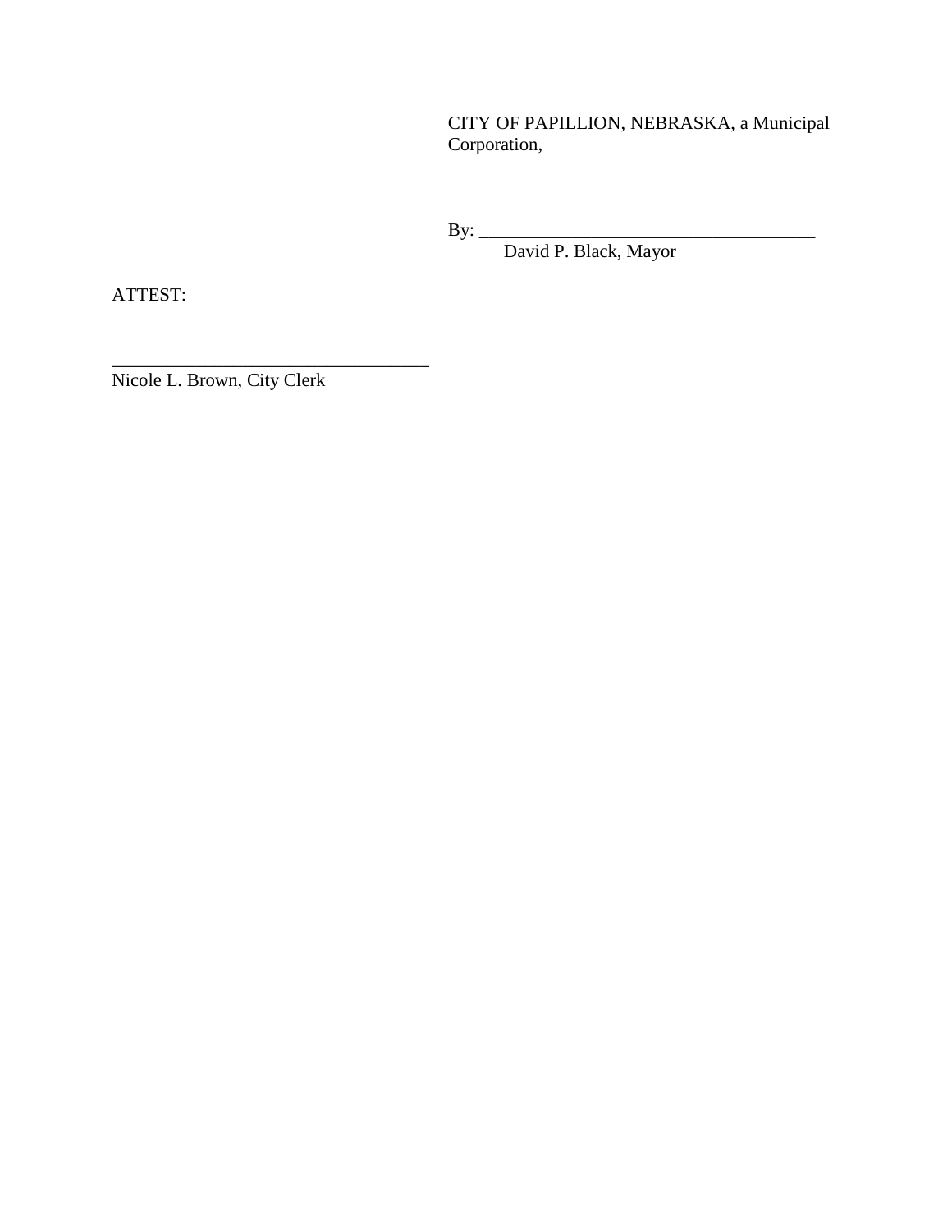CITY OF PAPILLION, NEBRASKA, a Municipal Corporation,

By: _____________________________________
David P. Black, Mayor

ATTEST:

___________________________________
Nicole L. Brown, City Clerk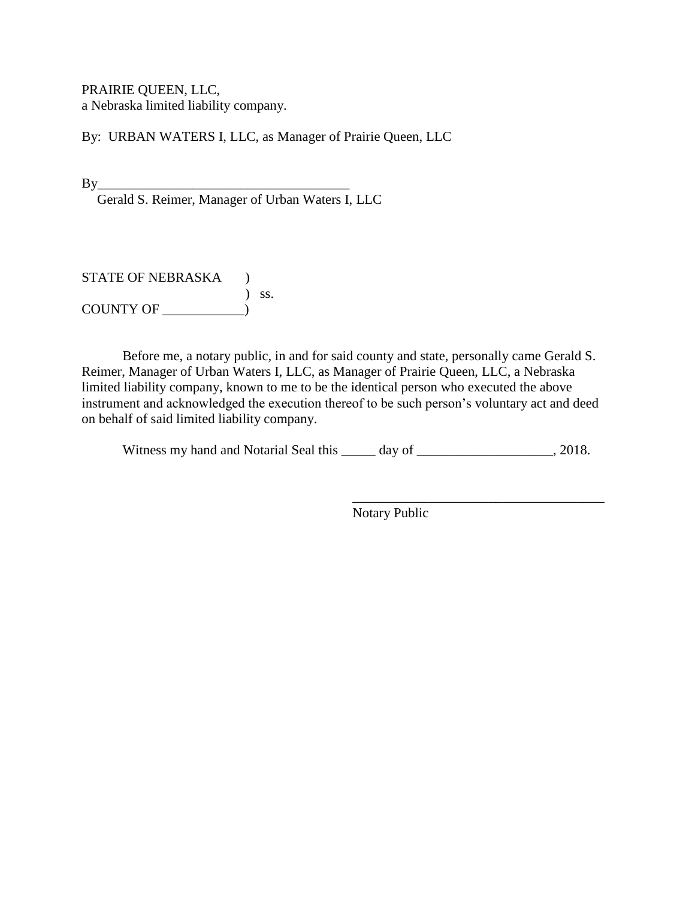PRAIRIE QUEEN, LLC,
a Nebraska limited liability company.

By: URBAN WATERS I, LLC, as Manager of Prairie Queen, LLC

By_____________________________________
Gerald S. Reimer, Manager of Urban Waters I, LLC

STATE OF NEBRASKA )
) ss.
COUNTY OF ____________)

Before me, a notary public, in and for said county and state, personally came Gerald S. Reimer, Manager of Urban Waters I, LLC, as Manager of Prairie Queen, LLC, a Nebraska limited liability company, known to me to be the identical person who executed the above instrument and acknowledged the execution thereof to be such person's voluntary act and deed on behalf of said limited liability company.

Witness my hand and Notarial Seal this _____ day of ____________________, 2018.

_____________________________________
Notary Public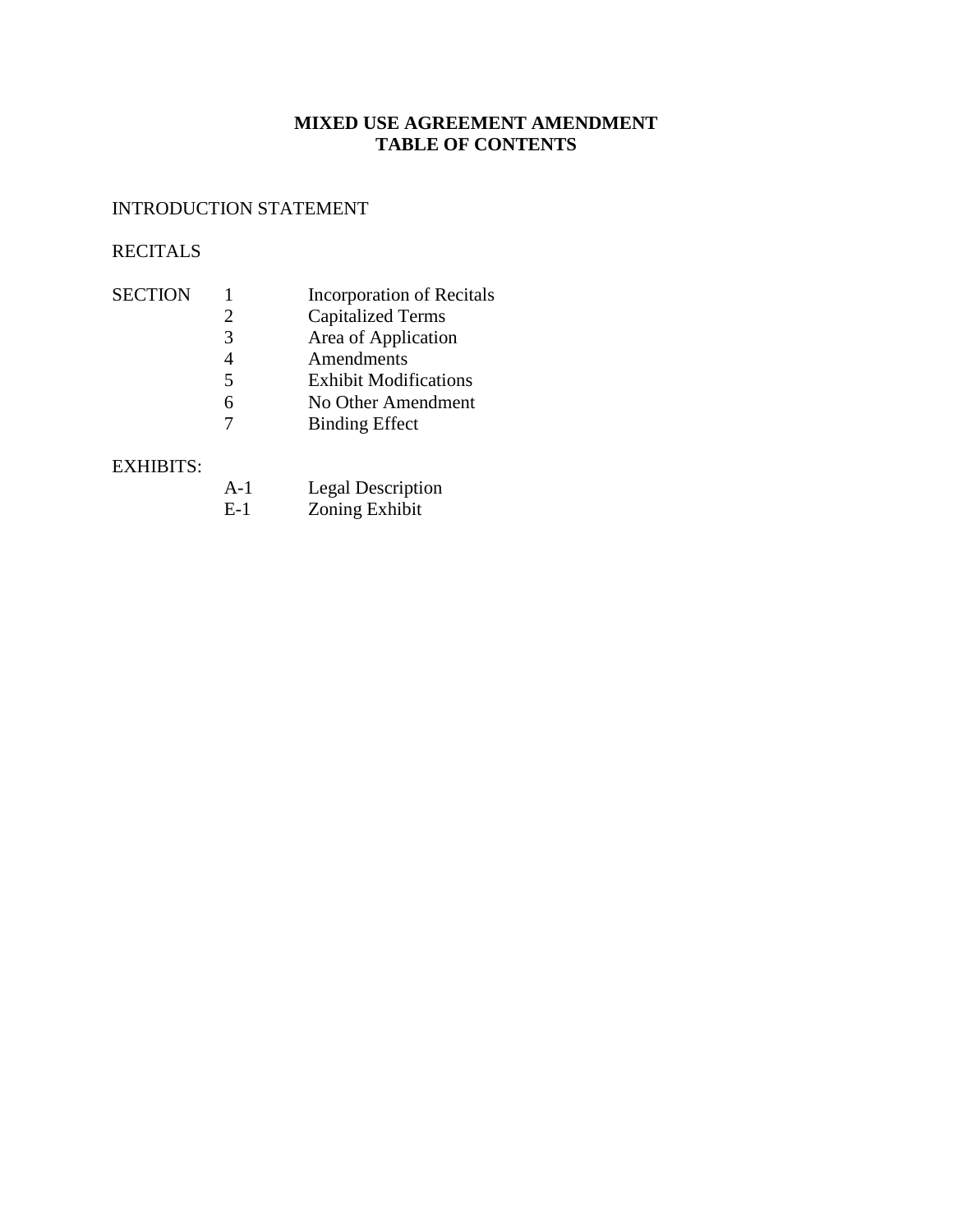# MIXED USE AGREEMENT AMENDMENT
# TABLE OF CONTENTS

INTRODUCTION STATEMENT

RECITALS

| SECTION | | |
|---|---|---|
| | 1 | Incorporation of Recitals |
| | 2 | Capitalized Terms |
| | 3 | Area of Application |
| | 4 | Amendments |
| | 5 | Exhibit Modifications |
| | 6 | No Other Amendment |
| | 7 | Binding Effect |

EXHIBITS:

| | | |
|---|---|---|
| | A-1 | Legal Description |
| | E-1 | Zoning Exhibit |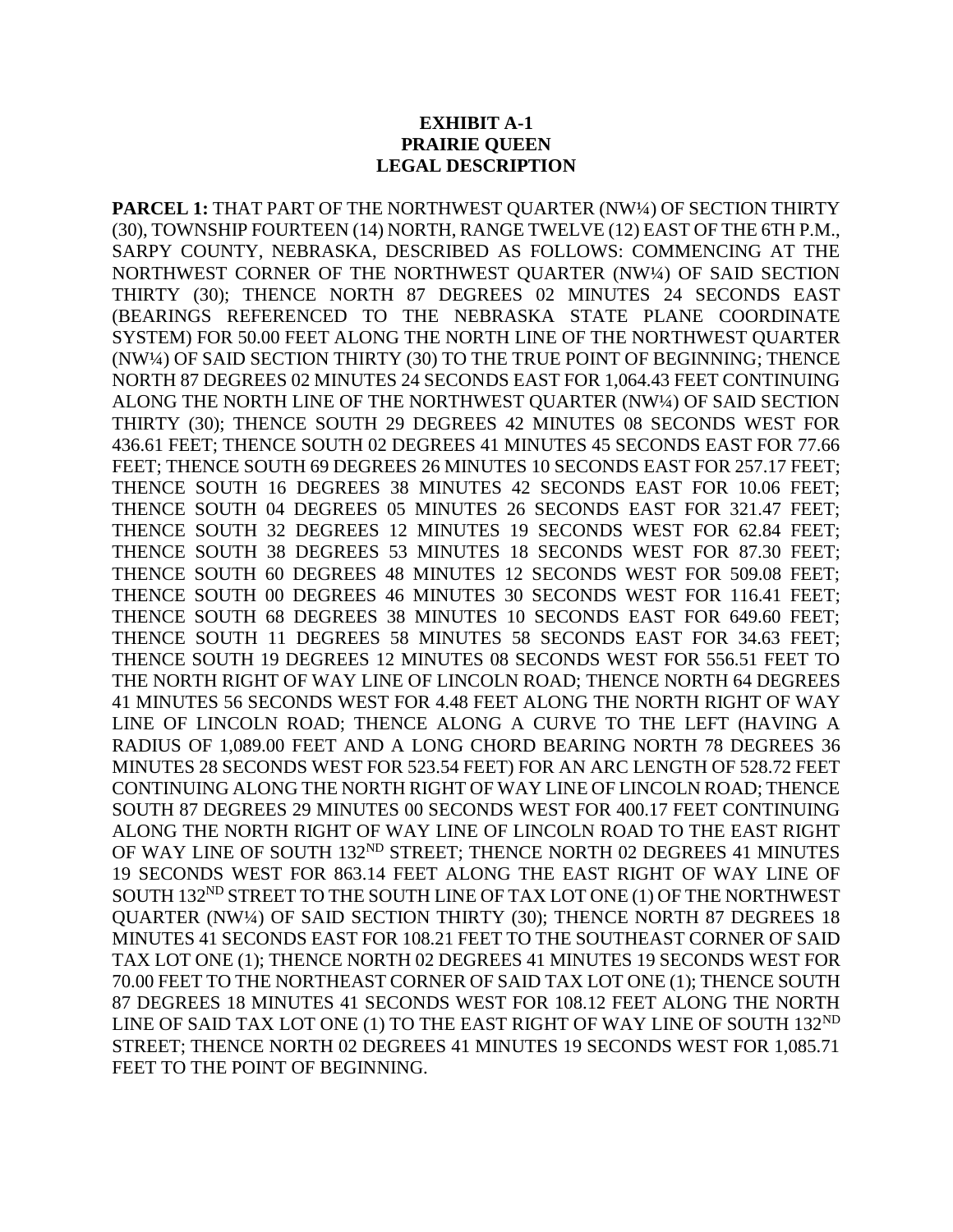**EXHIBIT A-1**
**PRAIRIE QUEEN**
**LEGAL DESCRIPTION**

**PARCEL 1:** THAT PART OF THE NORTHWEST QUARTER (NW¼) OF SECTION THIRTY (30), TOWNSHIP FOURTEEN (14) NORTH, RANGE TWELVE (12) EAST OF THE 6TH P.M., SARPY COUNTY, NEBRASKA, DESCRIBED AS FOLLOWS: COMMENCING AT THE NORTHWEST CORNER OF THE NORTHWEST QUARTER (NW¼) OF SAID SECTION THIRTY (30); THENCE NORTH 87 DEGREES 02 MINUTES 24 SECONDS EAST (BEARINGS REFERENCED TO THE NEBRASKA STATE PLANE COORDINATE SYSTEM) FOR 50.00 FEET ALONG THE NORTH LINE OF THE NORTHWEST QUARTER (NW¼) OF SAID SECTION THIRTY (30) TO THE TRUE POINT OF BEGINNING; THENCE NORTH 87 DEGREES 02 MINUTES 24 SECONDS EAST FOR 1,064.43 FEET CONTINUING ALONG THE NORTH LINE OF THE NORTHWEST QUARTER (NW¼) OF SAID SECTION THIRTY (30); THENCE SOUTH 29 DEGREES 42 MINUTES 08 SECONDS WEST FOR 436.61 FEET; THENCE SOUTH 02 DEGREES 41 MINUTES 45 SECONDS EAST FOR 77.66 FEET; THENCE SOUTH 69 DEGREES 26 MINUTES 10 SECONDS EAST FOR 257.17 FEET; THENCE SOUTH 16 DEGREES 38 MINUTES 42 SECONDS EAST FOR 10.06 FEET; THENCE SOUTH 04 DEGREES 05 MINUTES 26 SECONDS EAST FOR 321.47 FEET; THENCE SOUTH 32 DEGREES 12 MINUTES 19 SECONDS WEST FOR 62.84 FEET; THENCE SOUTH 38 DEGREES 53 MINUTES 18 SECONDS WEST FOR 87.30 FEET; THENCE SOUTH 60 DEGREES 48 MINUTES 12 SECONDS WEST FOR 509.08 FEET; THENCE SOUTH 00 DEGREES 46 MINUTES 30 SECONDS WEST FOR 116.41 FEET; THENCE SOUTH 68 DEGREES 38 MINUTES 10 SECONDS EAST FOR 649.60 FEET; THENCE SOUTH 11 DEGREES 58 MINUTES 58 SECONDS EAST FOR 34.63 FEET; THENCE SOUTH 19 DEGREES 12 MINUTES 08 SECONDS WEST FOR 556.51 FEET TO THE NORTH RIGHT OF WAY LINE OF LINCOLN ROAD; THENCE NORTH 64 DEGREES 41 MINUTES 56 SECONDS WEST FOR 4.48 FEET ALONG THE NORTH RIGHT OF WAY LINE OF LINCOLN ROAD; THENCE ALONG A CURVE TO THE LEFT (HAVING A RADIUS OF 1,089.00 FEET AND A LONG CHORD BEARING NORTH 78 DEGREES 36 MINUTES 28 SECONDS WEST FOR 523.54 FEET) FOR AN ARC LENGTH OF 528.72 FEET CONTINUING ALONG THE NORTH RIGHT OF WAY LINE OF LINCOLN ROAD; THENCE SOUTH 87 DEGREES 29 MINUTES 00 SECONDS WEST FOR 400.17 FEET CONTINUING ALONG THE NORTH RIGHT OF WAY LINE OF LINCOLN ROAD TO THE EAST RIGHT OF WAY LINE OF SOUTH 132ND STREET; THENCE NORTH 02 DEGREES 41 MINUTES 19 SECONDS WEST FOR 863.14 FEET ALONG THE EAST RIGHT OF WAY LINE OF SOUTH 132ND STREET TO THE SOUTH LINE OF TAX LOT ONE (1) OF THE NORTHWEST QUARTER (NW¼) OF SAID SECTION THIRTY (30); THENCE NORTH 87 DEGREES 18 MINUTES 41 SECONDS EAST FOR 108.21 FEET TO THE SOUTHEAST CORNER OF SAID TAX LOT ONE (1); THENCE NORTH 02 DEGREES 41 MINUTES 19 SECONDS WEST FOR 70.00 FEET TO THE NORTHEAST CORNER OF SAID TAX LOT ONE (1); THENCE SOUTH 87 DEGREES 18 MINUTES 41 SECONDS WEST FOR 108.12 FEET ALONG THE NORTH LINE OF SAID TAX LOT ONE (1) TO THE EAST RIGHT OF WAY LINE OF SOUTH 132ND STREET; THENCE NORTH 02 DEGREES 41 MINUTES 19 SECONDS WEST FOR 1,085.71 FEET TO THE POINT OF BEGINNING.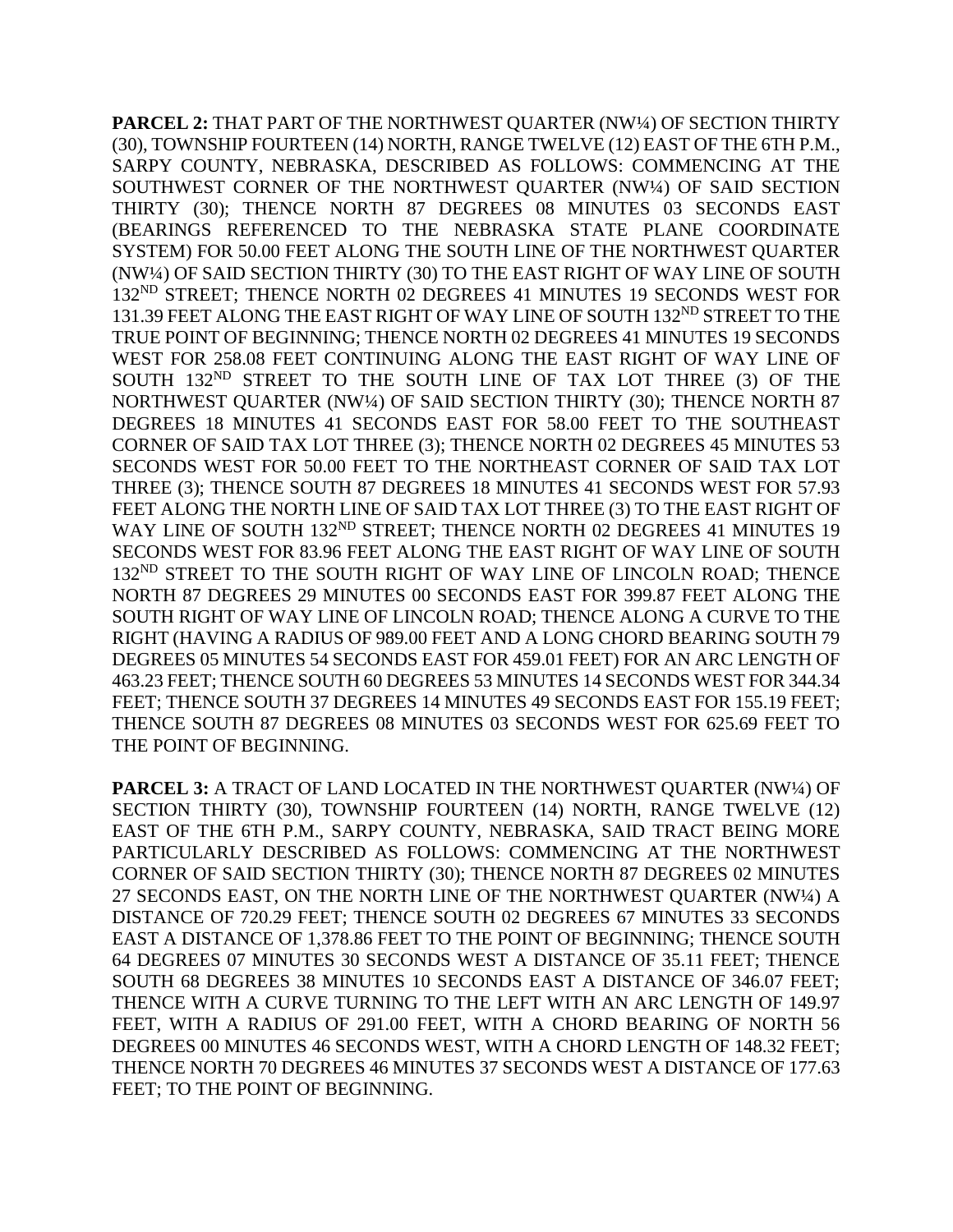**PARCEL 2:** THAT PART OF THE NORTHWEST QUARTER (NW¼) OF SECTION THIRTY (30), TOWNSHIP FOURTEEN (14) NORTH, RANGE TWELVE (12) EAST OF THE 6TH P.M., SARPY COUNTY, NEBRASKA, DESCRIBED AS FOLLOWS: COMMENCING AT THE SOUTHWEST CORNER OF THE NORTHWEST QUARTER (NW¼) OF SAID SECTION THIRTY (30); THENCE NORTH 87 DEGREES 08 MINUTES 03 SECONDS EAST (BEARINGS REFERENCED TO THE NEBRASKA STATE PLANE COORDINATE SYSTEM) FOR 50.00 FEET ALONG THE SOUTH LINE OF THE NORTHWEST QUARTER (NW¼) OF SAID SECTION THIRTY (30) TO THE EAST RIGHT OF WAY LINE OF SOUTH 132ND STREET; THENCE NORTH 02 DEGREES 41 MINUTES 19 SECONDS WEST FOR 131.39 FEET ALONG THE EAST RIGHT OF WAY LINE OF SOUTH 132ND STREET TO THE TRUE POINT OF BEGINNING; THENCE NORTH 02 DEGREES 41 MINUTES 19 SECONDS WEST FOR 258.08 FEET CONTINUING ALONG THE EAST RIGHT OF WAY LINE OF SOUTH 132ND STREET TO THE SOUTH LINE OF TAX LOT THREE (3) OF THE NORTHWEST QUARTER (NW¼) OF SAID SECTION THIRTY (30); THENCE NORTH 87 DEGREES 18 MINUTES 41 SECONDS EAST FOR 58.00 FEET TO THE SOUTHEAST CORNER OF SAID TAX LOT THREE (3); THENCE NORTH 02 DEGREES 45 MINUTES 53 SECONDS WEST FOR 50.00 FEET TO THE NORTHEAST CORNER OF SAID TAX LOT THREE (3); THENCE SOUTH 87 DEGREES 18 MINUTES 41 SECONDS WEST FOR 57.93 FEET ALONG THE NORTH LINE OF SAID TAX LOT THREE (3) TO THE EAST RIGHT OF WAY LINE OF SOUTH 132ND STREET; THENCE NORTH 02 DEGREES 41 MINUTES 19 SECONDS WEST FOR 83.96 FEET ALONG THE EAST RIGHT OF WAY LINE OF SOUTH 132ND STREET TO THE SOUTH RIGHT OF WAY LINE OF LINCOLN ROAD; THENCE NORTH 87 DEGREES 29 MINUTES 00 SECONDS EAST FOR 399.87 FEET ALONG THE SOUTH RIGHT OF WAY LINE OF LINCOLN ROAD; THENCE ALONG A CURVE TO THE RIGHT (HAVING A RADIUS OF 989.00 FEET AND A LONG CHORD BEARING SOUTH 79 DEGREES 05 MINUTES 54 SECONDS EAST FOR 459.01 FEET) FOR AN ARC LENGTH OF 463.23 FEET; THENCE SOUTH 60 DEGREES 53 MINUTES 14 SECONDS WEST FOR 344.34 FEET; THENCE SOUTH 37 DEGREES 14 MINUTES 49 SECONDS EAST FOR 155.19 FEET; THENCE SOUTH 87 DEGREES 08 MINUTES 03 SECONDS WEST FOR 625.69 FEET TO THE POINT OF BEGINNING.

**PARCEL 3:** A TRACT OF LAND LOCATED IN THE NORTHWEST QUARTER (NW¼) OF SECTION THIRTY (30), TOWNSHIP FOURTEEN (14) NORTH, RANGE TWELVE (12) EAST OF THE 6TH P.M., SARPY COUNTY, NEBRASKA, SAID TRACT BEING MORE PARTICULARLY DESCRIBED AS FOLLOWS: COMMENCING AT THE NORTHWEST CORNER OF SAID SECTION THIRTY (30); THENCE NORTH 87 DEGREES 02 MINUTES 27 SECONDS EAST, ON THE NORTH LINE OF THE NORTHWEST QUARTER (NW¼) A DISTANCE OF 720.29 FEET; THENCE SOUTH 02 DEGREES 67 MINUTES 33 SECONDS EAST A DISTANCE OF 1,378.86 FEET TO THE POINT OF BEGINNING; THENCE SOUTH 64 DEGREES 07 MINUTES 30 SECONDS WEST A DISTANCE OF 35.11 FEET; THENCE SOUTH 68 DEGREES 38 MINUTES 10 SECONDS EAST A DISTANCE OF 346.07 FEET; THENCE WITH A CURVE TURNING TO THE LEFT WITH AN ARC LENGTH OF 149.97 FEET, WITH A RADIUS OF 291.00 FEET, WITH A CHORD BEARING OF NORTH 56 DEGREES 00 MINUTES 46 SECONDS WEST, WITH A CHORD LENGTH OF 148.32 FEET; THENCE NORTH 70 DEGREES 46 MINUTES 37 SECONDS WEST A DISTANCE OF 177.63 FEET; TO THE POINT OF BEGINNING.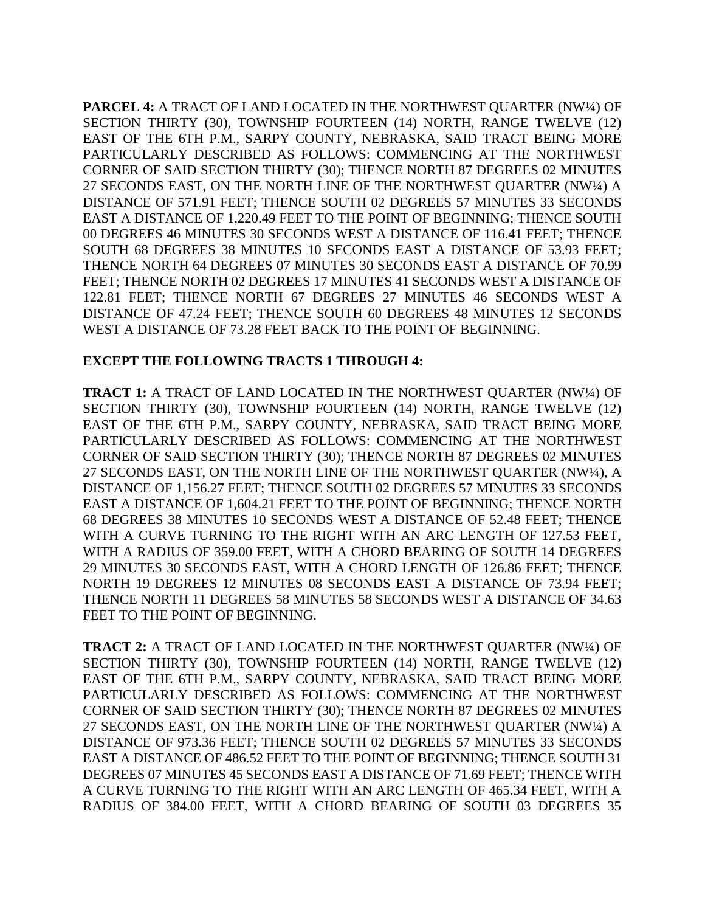**PARCEL 4:** A TRACT OF LAND LOCATED IN THE NORTHWEST QUARTER (NW¼) OF SECTION THIRTY (30), TOWNSHIP FOURTEEN (14) NORTH, RANGE TWELVE (12) EAST OF THE 6TH P.M., SARPY COUNTY, NEBRASKA, SAID TRACT BEING MORE PARTICULARLY DESCRIBED AS FOLLOWS: COMMENCING AT THE NORTHWEST CORNER OF SAID SECTION THIRTY (30); THENCE NORTH 87 DEGREES 02 MINUTES 27 SECONDS EAST, ON THE NORTH LINE OF THE NORTHWEST QUARTER (NW¼) A DISTANCE OF 571.91 FEET; THENCE SOUTH 02 DEGREES 57 MINUTES 33 SECONDS EAST A DISTANCE OF 1,220.49 FEET TO THE POINT OF BEGINNING; THENCE SOUTH 00 DEGREES 46 MINUTES 30 SECONDS WEST A DISTANCE OF 116.41 FEET; THENCE SOUTH 68 DEGREES 38 MINUTES 10 SECONDS EAST A DISTANCE OF 53.93 FEET; THENCE NORTH 64 DEGREES 07 MINUTES 30 SECONDS EAST A DISTANCE OF 70.99 FEET; THENCE NORTH 02 DEGREES 17 MINUTES 41 SECONDS WEST A DISTANCE OF 122.81 FEET; THENCE NORTH 67 DEGREES 27 MINUTES 46 SECONDS WEST A DISTANCE OF 47.24 FEET; THENCE SOUTH 60 DEGREES 48 MINUTES 12 SECONDS WEST A DISTANCE OF 73.28 FEET BACK TO THE POINT OF BEGINNING.

**EXCEPT THE FOLLOWING TRACTS 1 THROUGH 4:**

**TRACT 1:** A TRACT OF LAND LOCATED IN THE NORTHWEST QUARTER (NW¼) OF SECTION THIRTY (30), TOWNSHIP FOURTEEN (14) NORTH, RANGE TWELVE (12) EAST OF THE 6TH P.M., SARPY COUNTY, NEBRASKA, SAID TRACT BEING MORE PARTICULARLY DESCRIBED AS FOLLOWS: COMMENCING AT THE NORTHWEST CORNER OF SAID SECTION THIRTY (30); THENCE NORTH 87 DEGREES 02 MINUTES 27 SECONDS EAST, ON THE NORTH LINE OF THE NORTHWEST QUARTER (NW¼), A DISTANCE OF 1,156.27 FEET; THENCE SOUTH 02 DEGREES 57 MINUTES 33 SECONDS EAST A DISTANCE OF 1,604.21 FEET TO THE POINT OF BEGINNING; THENCE NORTH 68 DEGREES 38 MINUTES 10 SECONDS WEST A DISTANCE OF 52.48 FEET; THENCE WITH A CURVE TURNING TO THE RIGHT WITH AN ARC LENGTH OF 127.53 FEET, WITH A RADIUS OF 359.00 FEET, WITH A CHORD BEARING OF SOUTH 14 DEGREES 29 MINUTES 30 SECONDS EAST, WITH A CHORD LENGTH OF 126.86 FEET; THENCE NORTH 19 DEGREES 12 MINUTES 08 SECONDS EAST A DISTANCE OF 73.94 FEET; THENCE NORTH 11 DEGREES 58 MINUTES 58 SECONDS WEST A DISTANCE OF 34.63 FEET TO THE POINT OF BEGINNING.

**TRACT 2:** A TRACT OF LAND LOCATED IN THE NORTHWEST QUARTER (NW¼) OF SECTION THIRTY (30), TOWNSHIP FOURTEEN (14) NORTH, RANGE TWELVE (12) EAST OF THE 6TH P.M., SARPY COUNTY, NEBRASKA, SAID TRACT BEING MORE PARTICULARLY DESCRIBED AS FOLLOWS: COMMENCING AT THE NORTHWEST CORNER OF SAID SECTION THIRTY (30); THENCE NORTH 87 DEGREES 02 MINUTES 27 SECONDS EAST, ON THE NORTH LINE OF THE NORTHWEST QUARTER (NW¼) A DISTANCE OF 973.36 FEET; THENCE SOUTH 02 DEGREES 57 MINUTES 33 SECONDS EAST A DISTANCE OF 486.52 FEET TO THE POINT OF BEGINNING; THENCE SOUTH 31 DEGREES 07 MINUTES 45 SECONDS EAST A DISTANCE OF 71.69 FEET; THENCE WITH A CURVE TURNING TO THE RIGHT WITH AN ARC LENGTH OF 465.34 FEET, WITH A RADIUS OF 384.00 FEET, WITH A CHORD BEARING OF SOUTH 03 DEGREES 35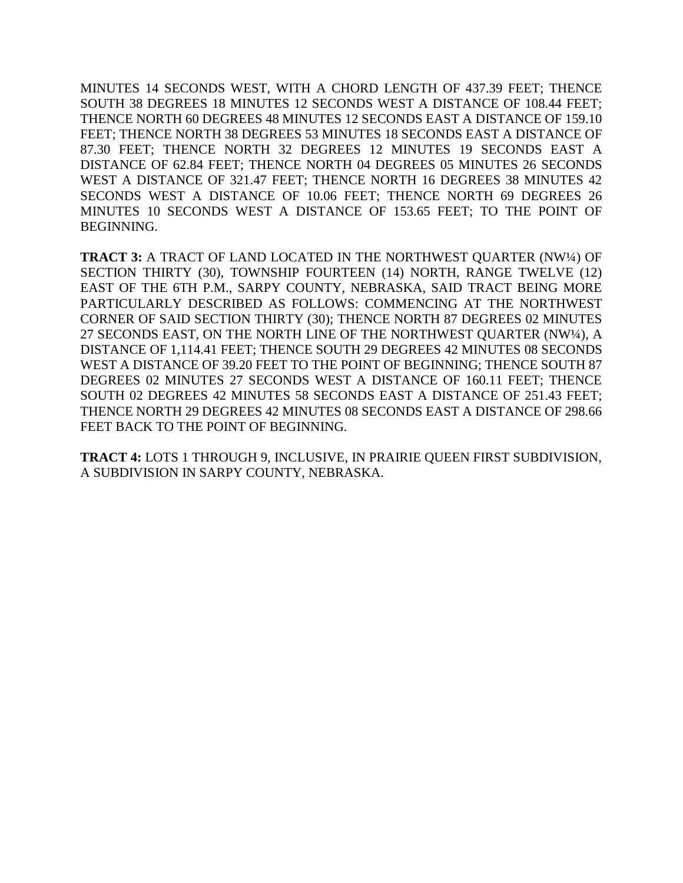MINUTES 14 SECONDS WEST, WITH A CHORD LENGTH OF 437.39 FEET; THENCE SOUTH 38 DEGREES 18 MINUTES 12 SECONDS WEST A DISTANCE OF 108.44 FEET; THENCE NORTH 60 DEGREES 48 MINUTES 12 SECONDS EAST A DISTANCE OF 159.10 FEET; THENCE NORTH 38 DEGREES 53 MINUTES 18 SECONDS EAST A DISTANCE OF 87.30 FEET; THENCE NORTH 32 DEGREES 12 MINUTES 19 SECONDS EAST A DISTANCE OF 62.84 FEET; THENCE NORTH 04 DEGREES 05 MINUTES 26 SECONDS WEST A DISTANCE OF 321.47 FEET; THENCE NORTH 16 DEGREES 38 MINUTES 42 SECONDS WEST A DISTANCE OF 10.06 FEET; THENCE NORTH 69 DEGREES 26 MINUTES 10 SECONDS WEST A DISTANCE OF 153.65 FEET; TO THE POINT OF BEGINNING.

**TRACT 3:** A TRACT OF LAND LOCATED IN THE NORTHWEST QUARTER (NW¼) OF SECTION THIRTY (30), TOWNSHIP FOURTEEN (14) NORTH, RANGE TWELVE (12) EAST OF THE 6TH P.M., SARPY COUNTY, NEBRASKA, SAID TRACT BEING MORE PARTICULARLY DESCRIBED AS FOLLOWS: COMMENCING AT THE NORTHWEST CORNER OF SAID SECTION THIRTY (30); THENCE NORTH 87 DEGREES 02 MINUTES 27 SECONDS EAST, ON THE NORTH LINE OF THE NORTHWEST QUARTER (NW¼), A DISTANCE OF 1,114.41 FEET; THENCE SOUTH 29 DEGREES 42 MINUTES 08 SECONDS WEST A DISTANCE OF 39.20 FEET TO THE POINT OF BEGINNING; THENCE SOUTH 87 DEGREES 02 MINUTES 27 SECONDS WEST A DISTANCE OF 160.11 FEET; THENCE SOUTH 02 DEGREES 42 MINUTES 58 SECONDS EAST A DISTANCE OF 251.43 FEET; THENCE NORTH 29 DEGREES 42 MINUTES 08 SECONDS EAST A DISTANCE OF 298.66 FEET BACK TO THE POINT OF BEGINNING.

**TRACT 4:** LOTS 1 THROUGH 9, INCLUSIVE, IN PRAIRIE QUEEN FIRST SUBDIVISION, A SUBDIVISION IN SARPY COUNTY, NEBRASKA.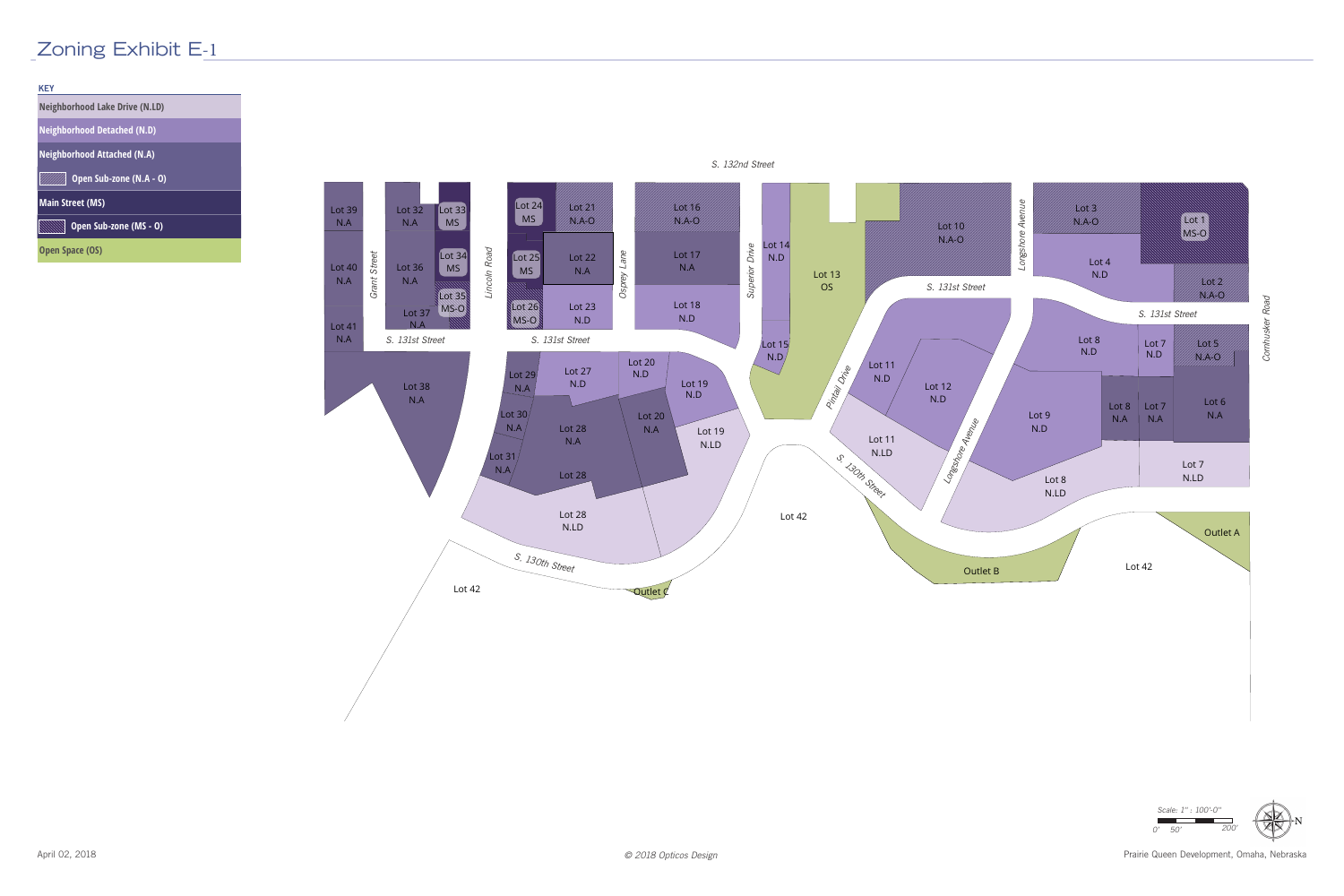# Zoning Exhibit E-1

**KEY**

- Neighborhood Lake Drive (N.LD)
- Neighborhood Detached (N.D)
- Neighborhood Attached (N.A)
- Open Sub-zone (N.A - O)
- Main Street (MS)
- Open Sub-zone (MS - O)
- Open Space (OS)

S. 132nd Street

Lot 39 N.A
Lot 40 N.A
Lot 41 N.A
Grant Street
Lot 32 N.A
Lot 33 MS
Lot 34 MS
Lot 35 MS-O
Lot 36 N.A
Lot 37 N.A
S. 131st Street
Lot 38 N.A
Lincoln Road
Lot 24 MS
Lot 25 MS
Lot 26 MS-O
Lot 21 N.A-O
Lot 22 N.A
Lot 23 N.D
S. 131st Street
Osprey Lane
Lot 16 N.A-O
Lot 17 N.A
Lot 18 N.D
Superior Drive
Lot 14 N.D
Lot 15 N.D
Lot 13 OS
Lot 29 N.A
Lot 27 N.D
Lot 20 N.D
Lot 19 N.D
Lot 30 N.A
Lot 28 N.A
Lot 20 N.A
Lot 19 N.LD
Lot 31 N.A
Lot 28
Lot 28 N.LD
S. 130th Street
Outlet C
Lot 42
Lot 42
Pintail Drive
Lot 10 N.A-O
S. 131st Street
Lot 11 N.D
Lot 12 N.D
Lot 11 N.LD
S. 130th Street
Outlet B
Longshore Avenue
Longshore Avenue
Lot 3 N.A-O
Lot 1 MS-O
Lot 4 N.D
Lot 2 N.A-O
S. 131st Street
Lot 8 N.D
Lot 7 N.D
Lot 5 N.A-O
Lot 9 N.D
Lot 8 N.A
Lot 7 N.A
Lot 6 N.A
Lot 8 N.LD
Lot 7 N.LD
Cornhusker Road
Outlet A
Lot 42

Scale: 1" : 100'-0"
0' 50' 200'
N

April 02, 2018

© 2018 Opticos Design

Prairie Queen Development, Omaha, Nebraska